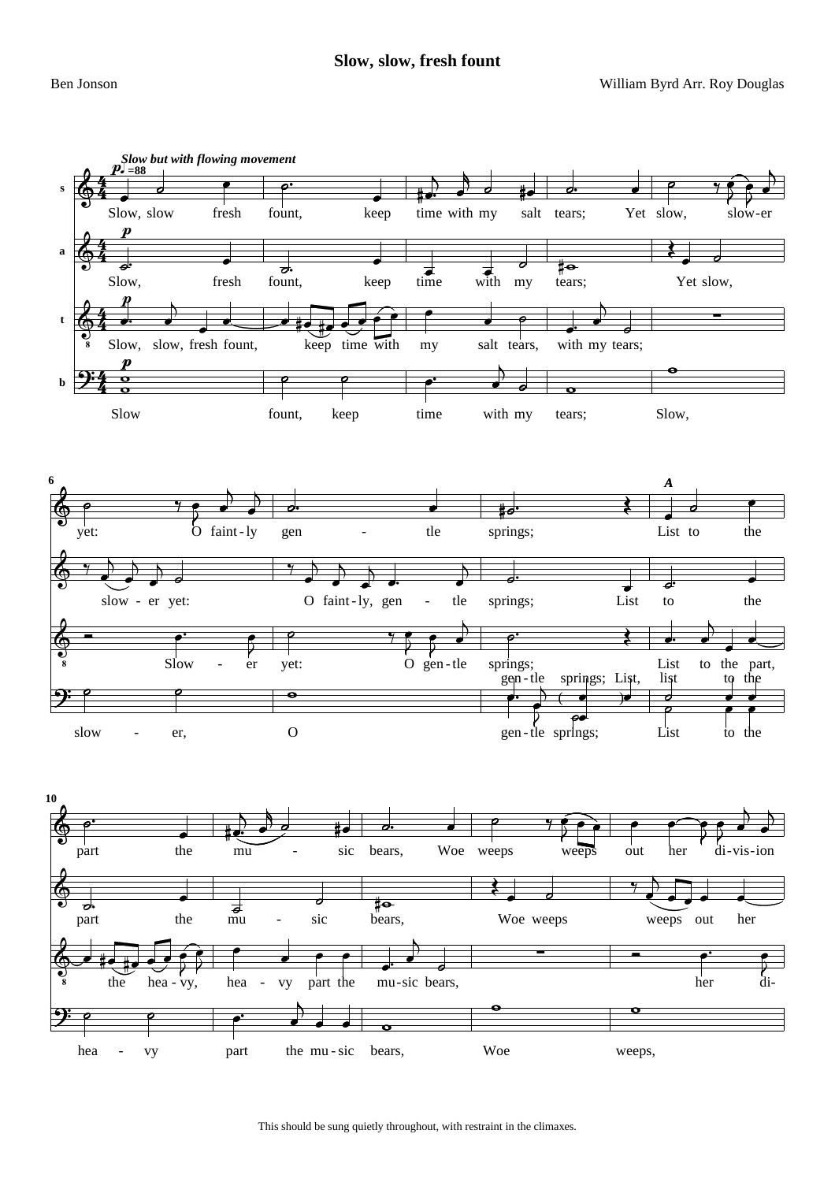# Slow, slow, fresh fount

Ben Jonson

William Byrd Arr. Roy Douglas

This should be sung quietly throughout, with restraint in the climaxes.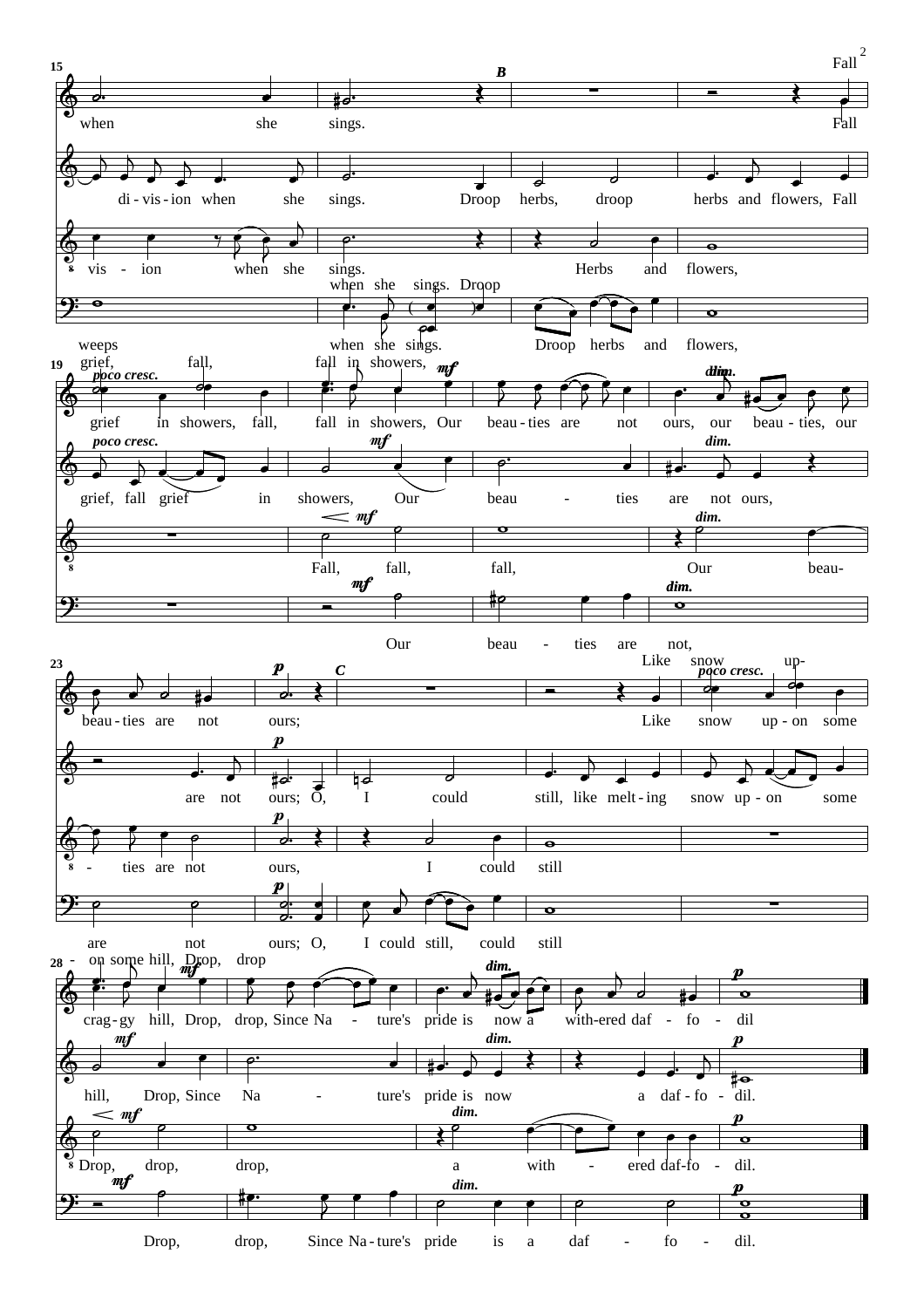**15** — **B**

Fall

when she sings. Fall

di - vis - ion when she sings. Droop herbs, droop herbs and flowers, Fall

vis - ion when she sings. Herbs and flowers,

when she sings. Droop

weeps when she sings. Droop herbs and flowers,

**19**

grief, fall, fall in showers,

*poco cresc.* *mf* *dim.*

grief in showers, fall, fall in showers, Our beau - ties are not ours, our beau - ties, our

*poco cresc.* *mf* *dim.*

grief, fall grief in showers, Our beau - ties are not ours,

*mf* *dim.*

Fall, fall, fall, Our beau-

*mf* *dim.*

Our beau - ties are not,

**23** — **C**

Like snow up-

*p* *poco cresc.*

beau - ties are not ours; Like snow up - on some

*p*

are not ours; O, I could still, like melt - ing snow up - on some

*p*

- ties are not ours, I could still

*p*

are not ours; O, I could still, could still

**28**

- on some hill, Drop, drop

*mf* *dim.* *p*

crag - gy hill, Drop, drop, Since Na - ture's pride is now a with-ered daf - fo - dil

*mf* *dim.* *p*

hill, Drop, Since Na - ture's pride is now a daf - fo - dil.

*mf* *dim.* *p*

Drop, drop, drop, a with - ered daf-fo - dil.

*mf* *dim.* *p*

Drop, drop, Since Na - ture's pride is a daf - fo - dil.